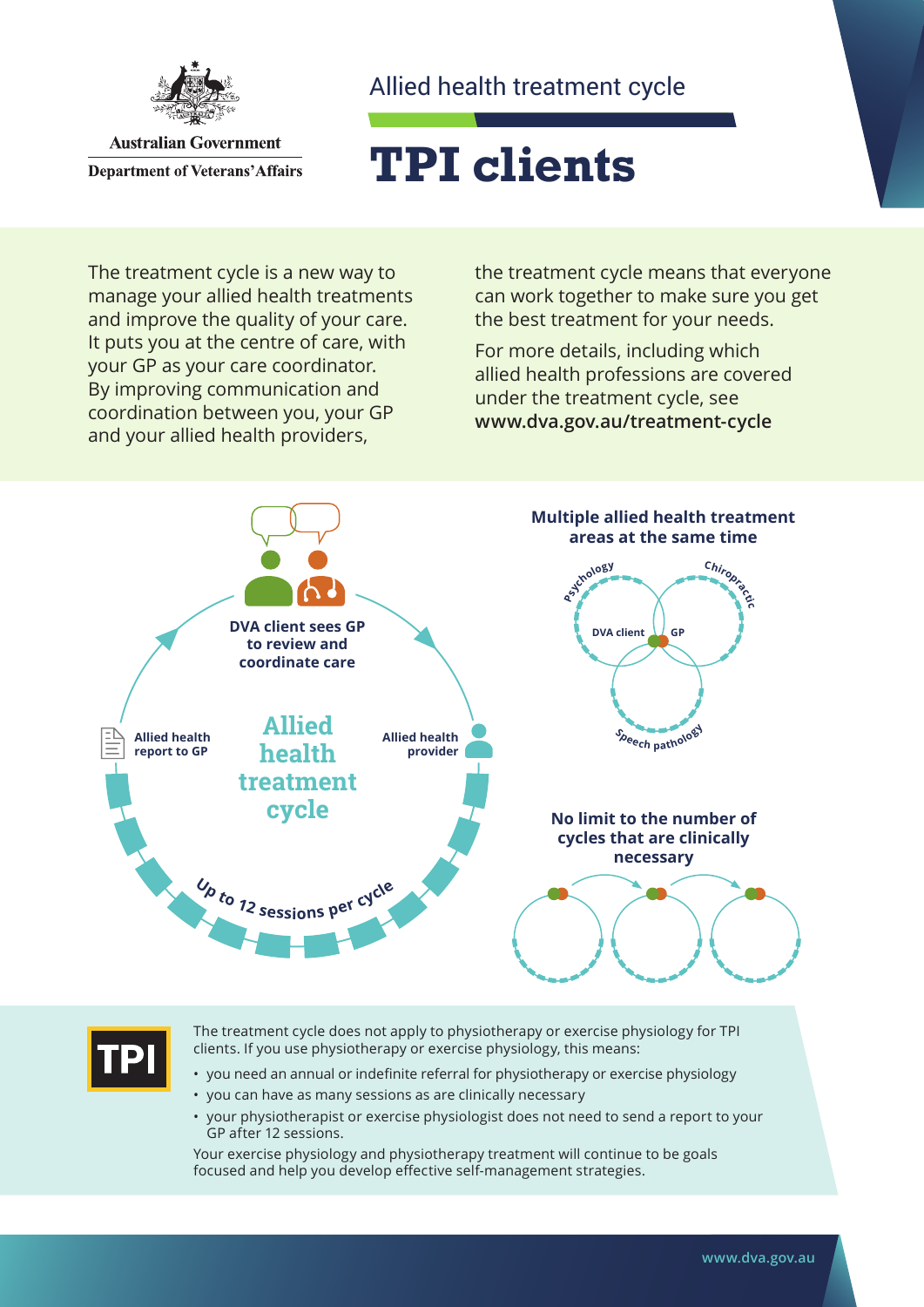Australian Government
Department of Veterans' Affairs

Allied health treatment cycle

# TPI clients

The treatment cycle is a new way to manage your allied health treatments and improve the quality of your care. It puts you at the centre of care, with your GP as your care coordinator. By improving communication and coordination between you, your GP and your allied health providers, the treatment cycle means that everyone can work together to make sure you get the best treatment for your needs.

For more details, including which allied health professions are covered under the treatment cycle, see **www.dva.gov.au/treatment-cycle**

**Allied health treatment cycle**

- **DVA client sees GP to review and coordinate care**
- **Allied health provider**
- **Up to 12 sessions per cycle**
- **Allied health report to GP**

**Multiple allied health treatment areas at the same time**

Psychology, Chiropractic, Speech pathology — DVA client, GP

**No limit to the number of cycles that are clinically necessary**

**TPI**

The treatment cycle does not apply to physiotherapy or exercise physiology for TPI clients. If you use physiotherapy or exercise physiology, this means:

- you need an annual or indefinite referral for physiotherapy or exercise physiology
- you can have as many sessions as are clinically necessary
- your physiotherapist or exercise physiologist does not need to send a report to your GP after 12 sessions.

Your exercise physiology and physiotherapy treatment will continue to be goals focused and help you develop effective self-management strategies.

www.dva.gov.au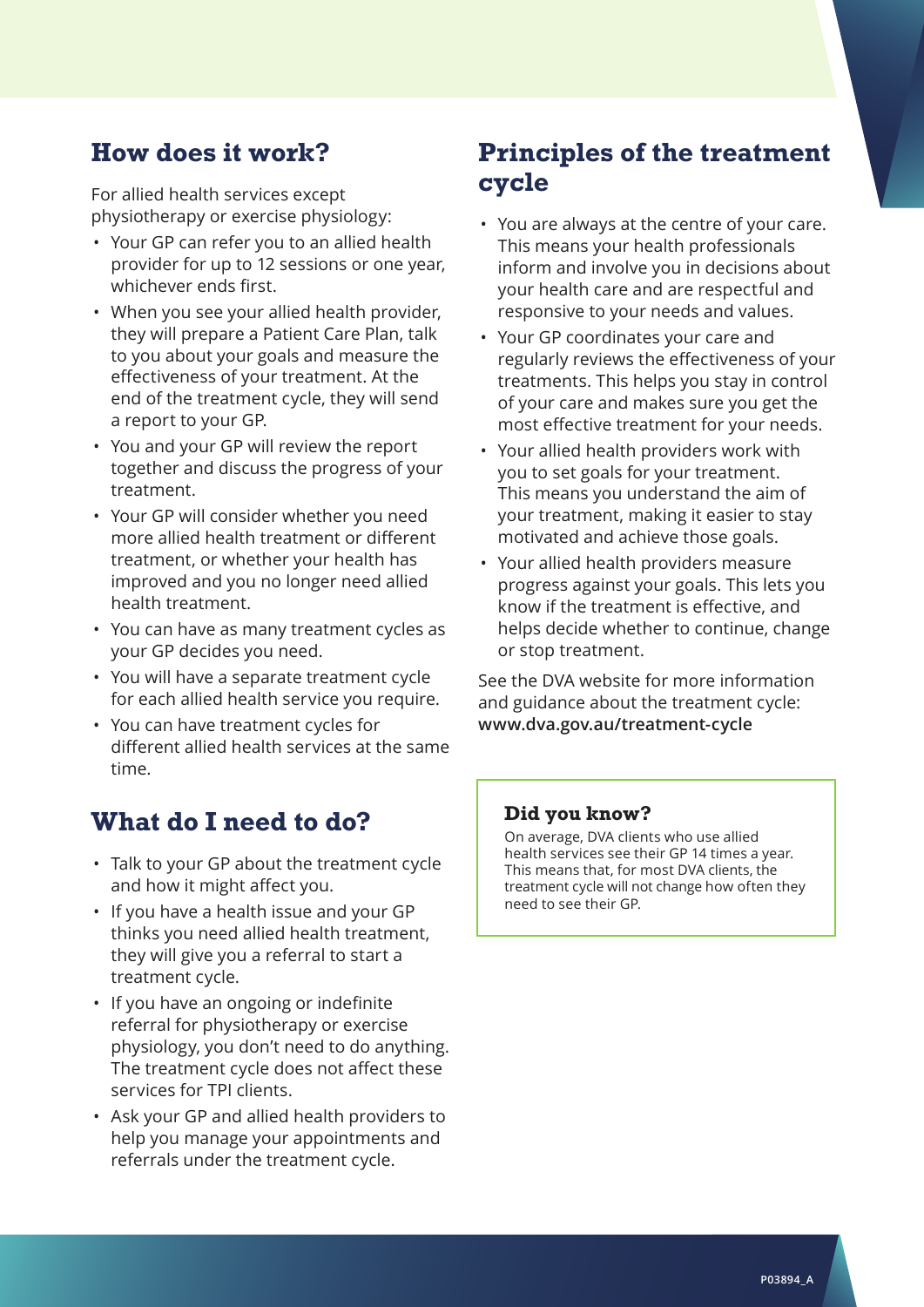## How does it work?

For allied health services except physiotherapy or exercise physiology:

- Your GP can refer you to an allied health provider for up to 12 sessions or one year, whichever ends first.
- When you see your allied health provider, they will prepare a Patient Care Plan, talk to you about your goals and measure the effectiveness of your treatment. At the end of the treatment cycle, they will send a report to your GP.
- You and your GP will review the report together and discuss the progress of your treatment.
- Your GP will consider whether you need more allied health treatment or different treatment, or whether your health has improved and you no longer need allied health treatment.
- You can have as many treatment cycles as your GP decides you need.
- You will have a separate treatment cycle for each allied health service you require.
- You can have treatment cycles for different allied health services at the same time.

## What do I need to do?

- Talk to your GP about the treatment cycle and how it might affect you.
- If you have a health issue and your GP thinks you need allied health treatment, they will give you a referral to start a treatment cycle.
- If you have an ongoing or indefinite referral for physiotherapy or exercise physiology, you don't need to do anything. The treatment cycle does not affect these services for TPI clients.
- Ask your GP and allied health providers to help you manage your appointments and referrals under the treatment cycle.

## Principles of the treatment cycle

- You are always at the centre of your care. This means your health professionals inform and involve you in decisions about your health care and are respectful and responsive to your needs and values.
- Your GP coordinates your care and regularly reviews the effectiveness of your treatments. This helps you stay in control of your care and makes sure you get the most effective treatment for your needs.
- Your allied health providers work with you to set goals for your treatment. This means you understand the aim of your treatment, making it easier to stay motivated and achieve those goals.
- Your allied health providers measure progress against your goals. This lets you know if the treatment is effective, and helps decide whether to continue, change or stop treatment.

See the DVA website for more information and guidance about the treatment cycle: **www.dva.gov.au/treatment-cycle**

### Did you know?

On average, DVA clients who use allied health services see their GP 14 times a year. This means that, for most DVA clients, the treatment cycle will not change how often they need to see their GP.

P03894_A